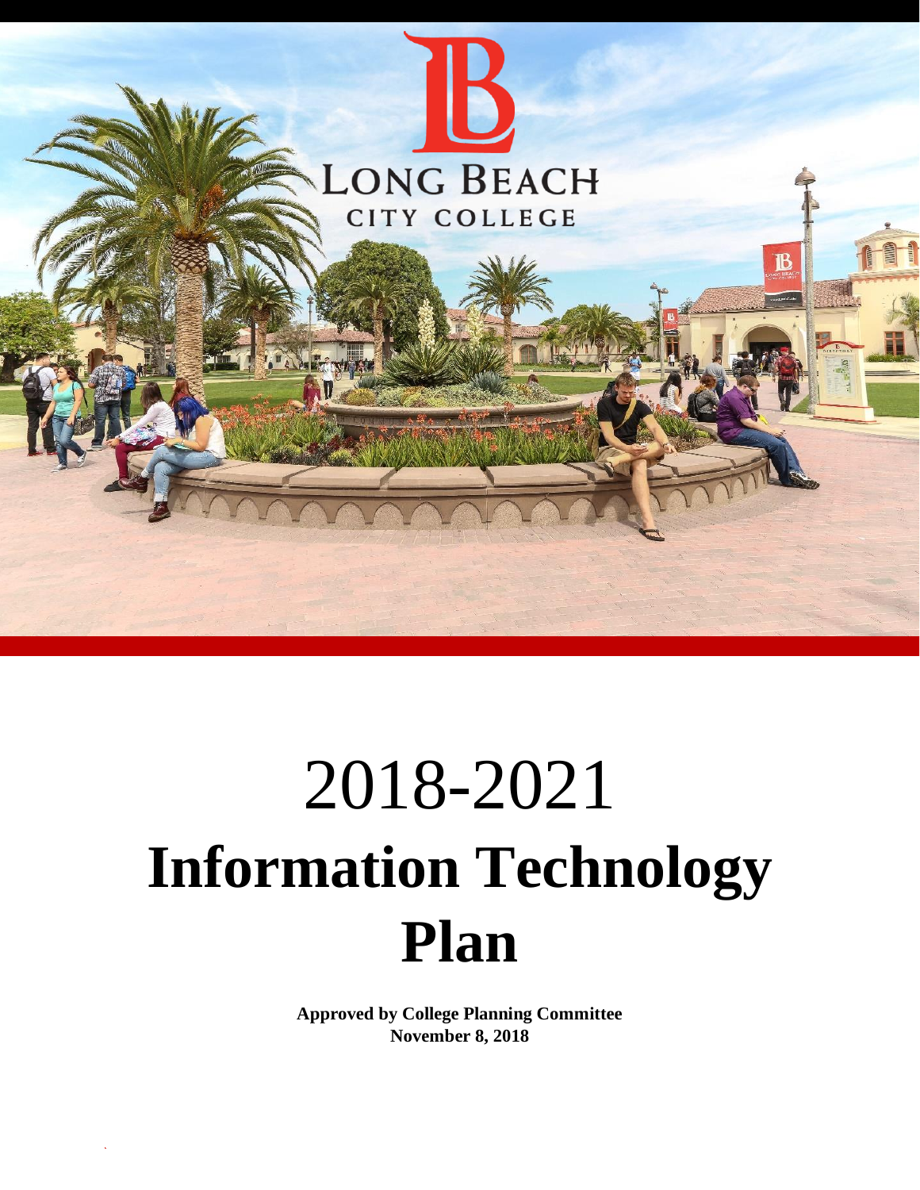LONG BEACH CITY COLLEGE

# 2018-2021 Information Technology Plan

**Approved by College Planning Committee**
**November 8, 2018**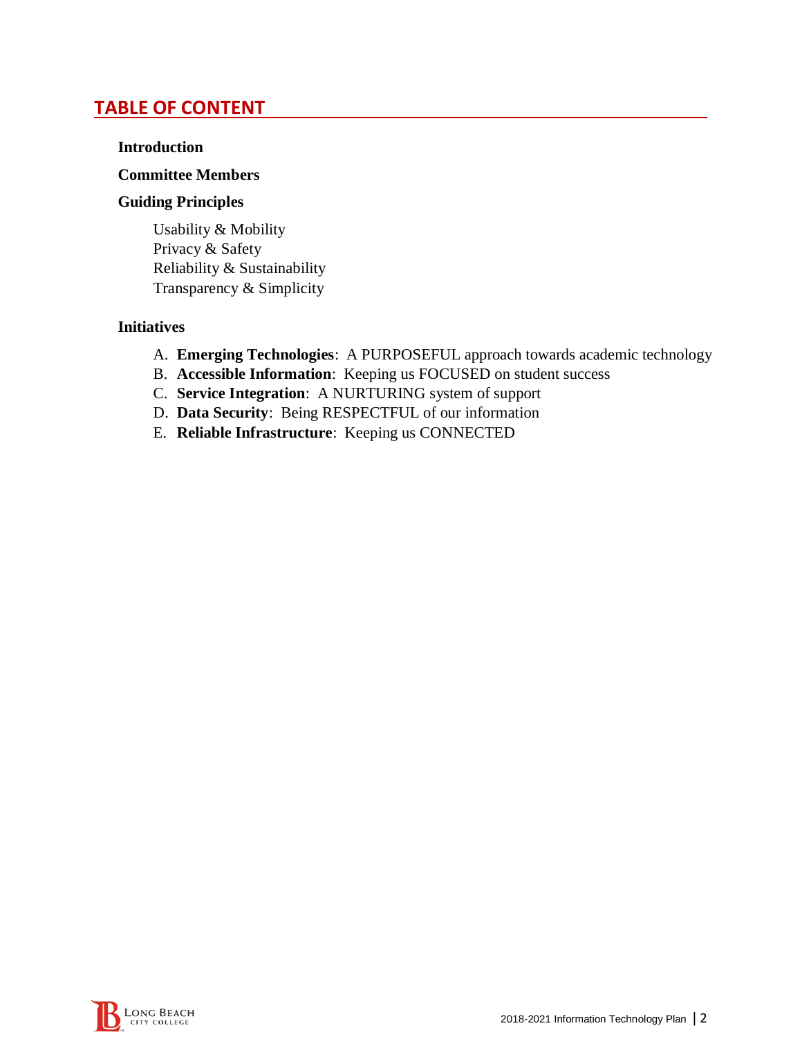## TABLE OF CONTENT

**Introduction**

**Committee Members**

**Guiding Principles**

Usability & Mobility
Privacy & Safety
Reliability & Sustainability
Transparency & Simplicity

**Initiatives**

A. **Emerging Technologies**: A PURPOSEFUL approach towards academic technology
B. **Accessible Information**: Keeping us FOCUSED on student success
C. **Service Integration**: A NURTURING system of support
D. **Data Security**: Being RESPECTFUL of our information
E. **Reliable Infrastructure**: Keeping us CONNECTED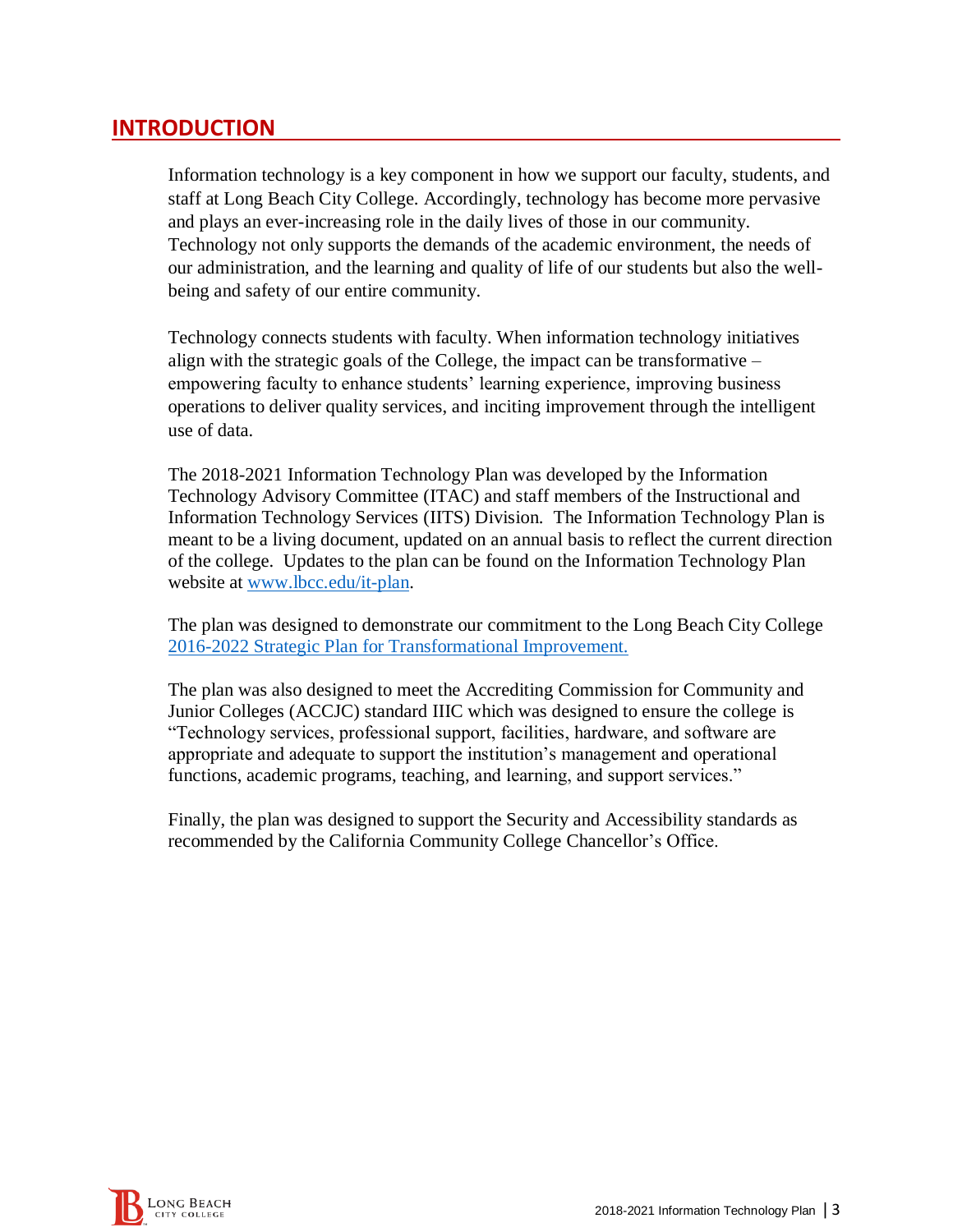## INTRODUCTION

Information technology is a key component in how we support our faculty, students, and staff at Long Beach City College. Accordingly, technology has become more pervasive and plays an ever-increasing role in the daily lives of those in our community. Technology not only supports the demands of the academic environment, the needs of our administration, and the learning and quality of life of our students but also the well-being and safety of our entire community.

Technology connects students with faculty. When information technology initiatives align with the strategic goals of the College, the impact can be transformative – empowering faculty to enhance students' learning experience, improving business operations to deliver quality services, and inciting improvement through the intelligent use of data.

The 2018-2021 Information Technology Plan was developed by the Information Technology Advisory Committee (ITAC) and staff members of the Instructional and Information Technology Services (IITS) Division. The Information Technology Plan is meant to be a living document, updated on an annual basis to reflect the current direction of the college. Updates to the plan can be found on the Information Technology Plan website at [www.lbcc.edu/it-plan](http://www.lbcc.edu/it-plan).

The plan was designed to demonstrate our commitment to the Long Beach City College [2016-2022 Strategic Plan for Transformational Improvement.](#)

The plan was also designed to meet the Accrediting Commission for Community and Junior Colleges (ACCJC) standard IIIC which was designed to ensure the college is "Technology services, professional support, facilities, hardware, and software are appropriate and adequate to support the institution's management and operational functions, academic programs, teaching, and learning, and support services."

Finally, the plan was designed to support the Security and Accessibility standards as recommended by the California Community College Chancellor's Office.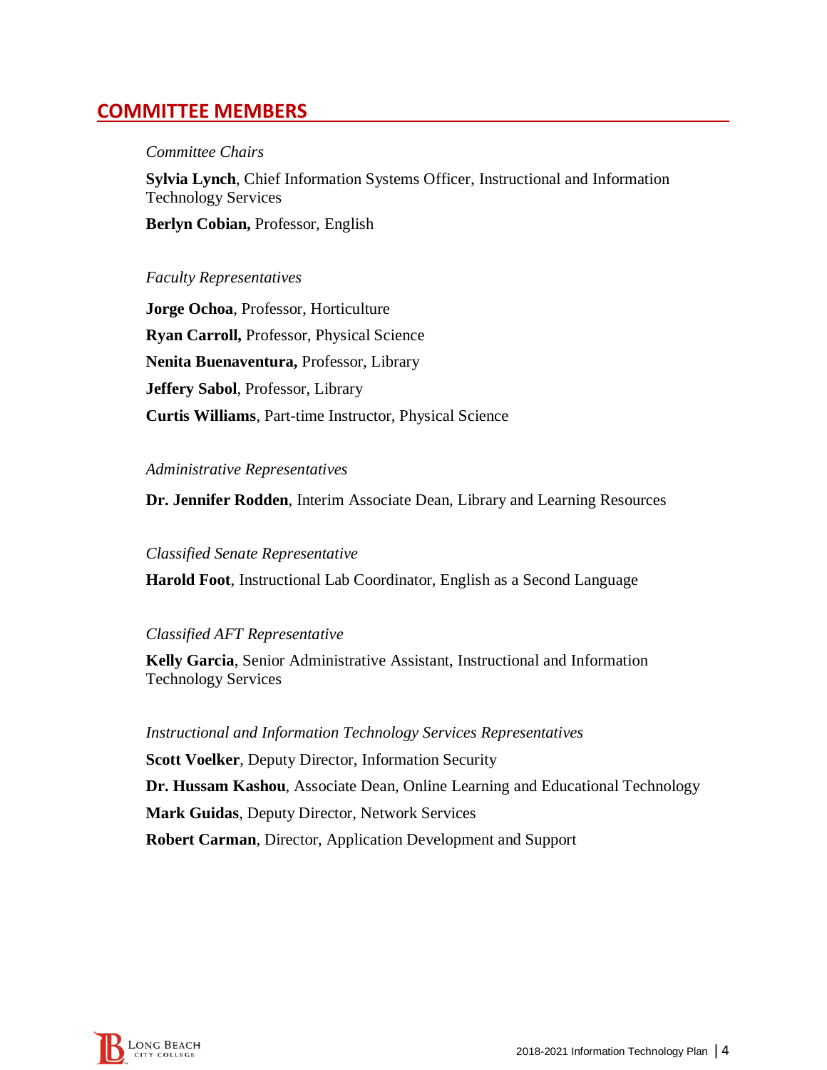## COMMITTEE MEMBERS

*Committee Chairs*

**Sylvia Lynch**, Chief Information Systems Officer, Instructional and Information Technology Services

**Berlyn Cobian,** Professor, English

*Faculty Representatives*

**Jorge Ochoa**, Professor, Horticulture

**Ryan Carroll,** Professor, Physical Science

**Nenita Buenaventura,** Professor, Library

**Jeffery Sabol**, Professor, Library

**Curtis Williams**, Part-time Instructor, Physical Science

*Administrative Representatives*

**Dr. Jennifer Rodden**, Interim Associate Dean, Library and Learning Resources

*Classified Senate Representative*

**Harold Foot**, Instructional Lab Coordinator, English as a Second Language

*Classified AFT Representative*

**Kelly Garcia**, Senior Administrative Assistant, Instructional and Information Technology Services

*Instructional and Information Technology Services Representatives*

**Scott Voelker**, Deputy Director, Information Security

**Dr. Hussam Kashou**, Associate Dean, Online Learning and Educational Technology

**Mark Guidas**, Deputy Director, Network Services

**Robert Carman**, Director, Application Development and Support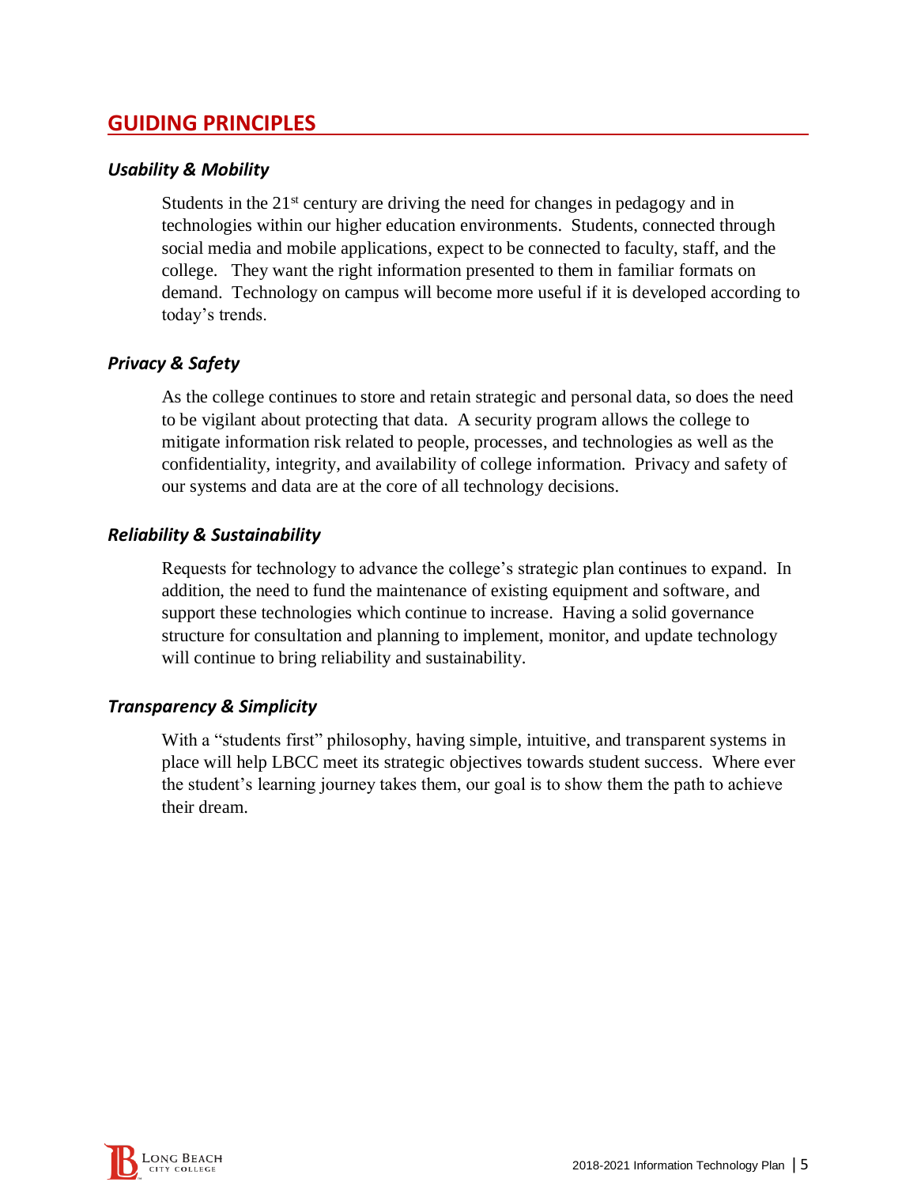## GUIDING PRINCIPLES

### *Usability & Mobility*

Students in the 21st century are driving the need for changes in pedagogy and in technologies within our higher education environments. Students, connected through social media and mobile applications, expect to be connected to faculty, staff, and the college. They want the right information presented to them in familiar formats on demand. Technology on campus will become more useful if it is developed according to today's trends.

### *Privacy & Safety*

As the college continues to store and retain strategic and personal data, so does the need to be vigilant about protecting that data. A security program allows the college to mitigate information risk related to people, processes, and technologies as well as the confidentiality, integrity, and availability of college information. Privacy and safety of our systems and data are at the core of all technology decisions.

### *Reliability & Sustainability*

Requests for technology to advance the college's strategic plan continues to expand. In addition, the need to fund the maintenance of existing equipment and software, and support these technologies which continue to increase. Having a solid governance structure for consultation and planning to implement, monitor, and update technology will continue to bring reliability and sustainability.

### *Transparency & Simplicity*

With a "students first" philosophy, having simple, intuitive, and transparent systems in place will help LBCC meet its strategic objectives towards student success. Where ever the student's learning journey takes them, our goal is to show them the path to achieve their dream.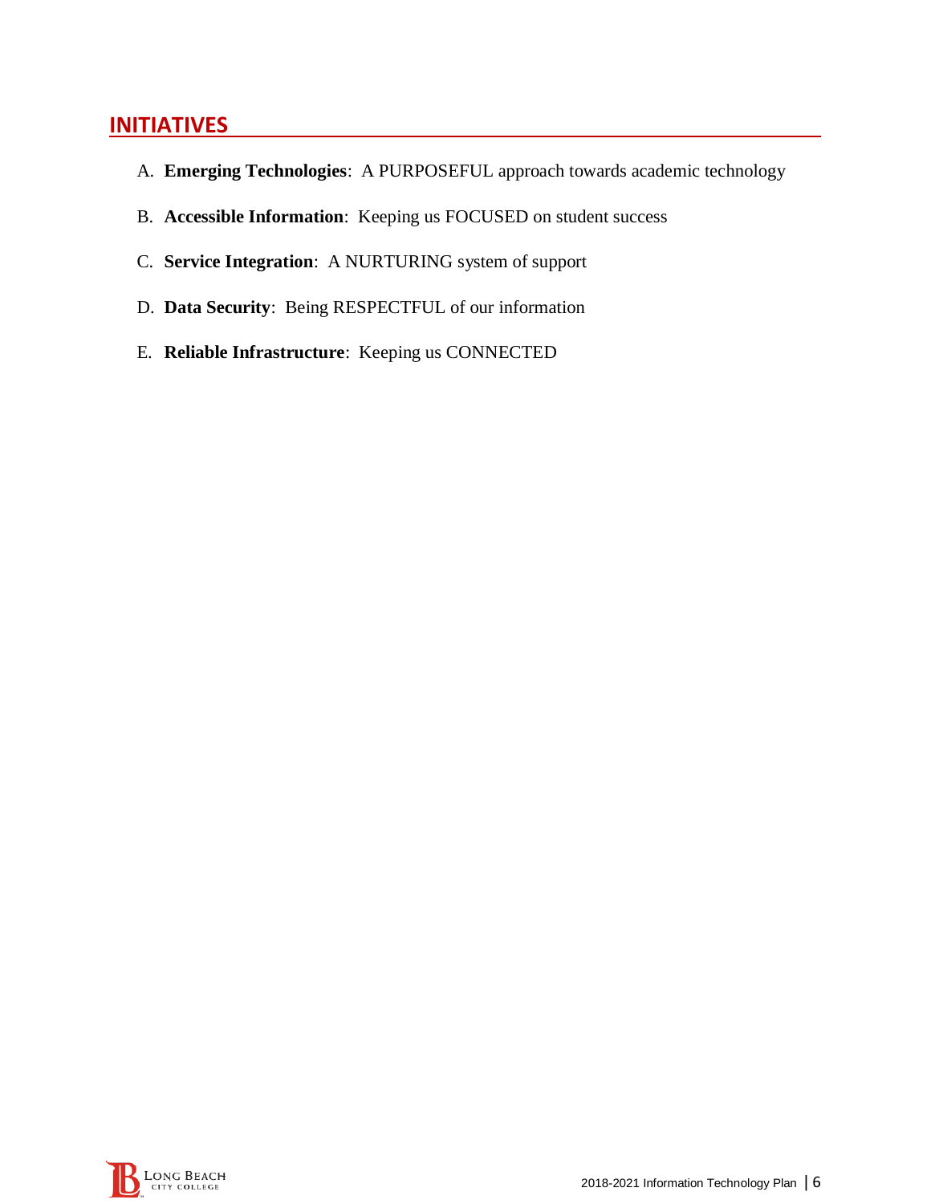## INITIATIVES

A. **Emerging Technologies**: A PURPOSEFUL approach towards academic technology

B. **Accessible Information**: Keeping us FOCUSED on student success

C. **Service Integration**: A NURTURING system of support

D. **Data Security**: Being RESPECTFUL of our information

E. **Reliable Infrastructure**: Keeping us CONNECTED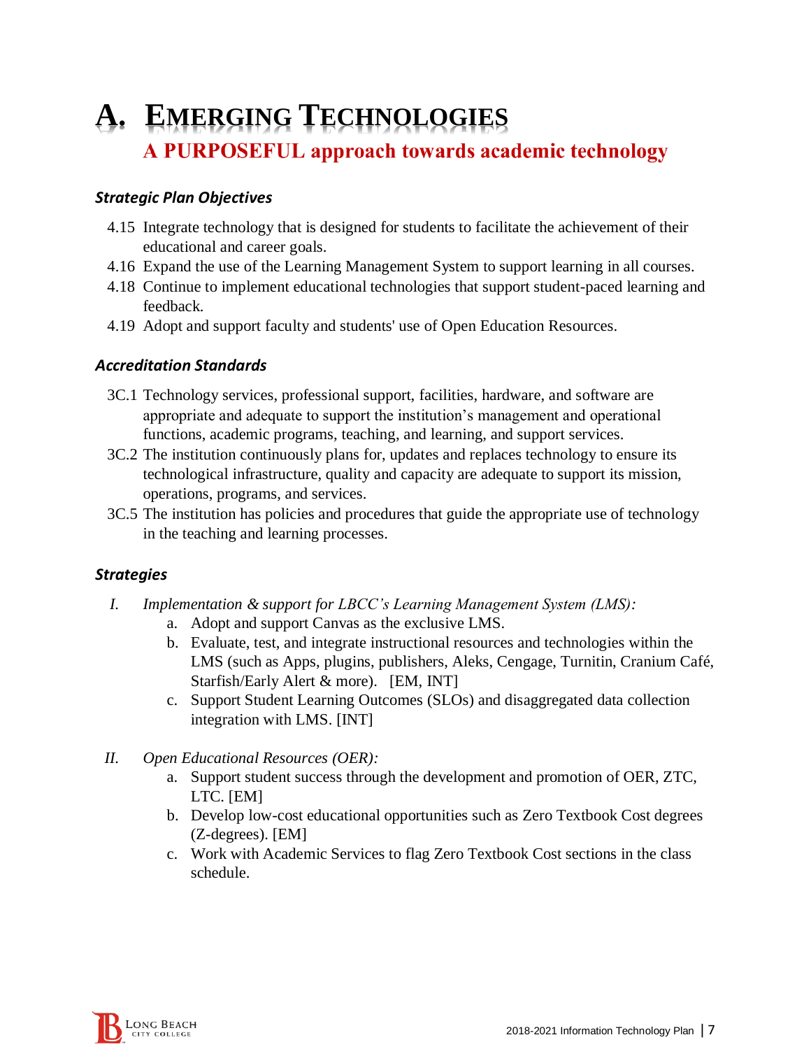# A. Emerging Technologies

## A PURPOSEFUL approach towards academic technology

### *Strategic Plan Objectives*

- 4.15 Integrate technology that is designed for students to facilitate the achievement of their educational and career goals.
- 4.16 Expand the use of the Learning Management System to support learning in all courses.
- 4.18 Continue to implement educational technologies that support student-paced learning and feedback.
- 4.19 Adopt and support faculty and students' use of Open Education Resources.

### *Accreditation Standards*

- 3C.1 Technology services, professional support, facilities, hardware, and software are appropriate and adequate to support the institution's management and operational functions, academic programs, teaching, and learning, and support services.
- 3C.2 The institution continuously plans for, updates and replaces technology to ensure its technological infrastructure, quality and capacity are adequate to support its mission, operations, programs, and services.
- 3C.5 The institution has policies and procedures that guide the appropriate use of technology in the teaching and learning processes.

### *Strategies*

I. *Implementation & support for LBCC's Learning Management System (LMS):*
   a. Adopt and support Canvas as the exclusive LMS.
   b. Evaluate, test, and integrate instructional resources and technologies within the LMS (such as Apps, plugins, publishers, Aleks, Cengage, Turnitin, Cranium Café, Starfish/Early Alert & more). [EM, INT]
   c. Support Student Learning Outcomes (SLOs) and disaggregated data collection integration with LMS. [INT]

II. *Open Educational Resources (OER):*
   a. Support student success through the development and promotion of OER, ZTC, LTC. [EM]
   b. Develop low-cost educational opportunities such as Zero Textbook Cost degrees (Z-degrees). [EM]
   c. Work with Academic Services to flag Zero Textbook Cost sections in the class schedule.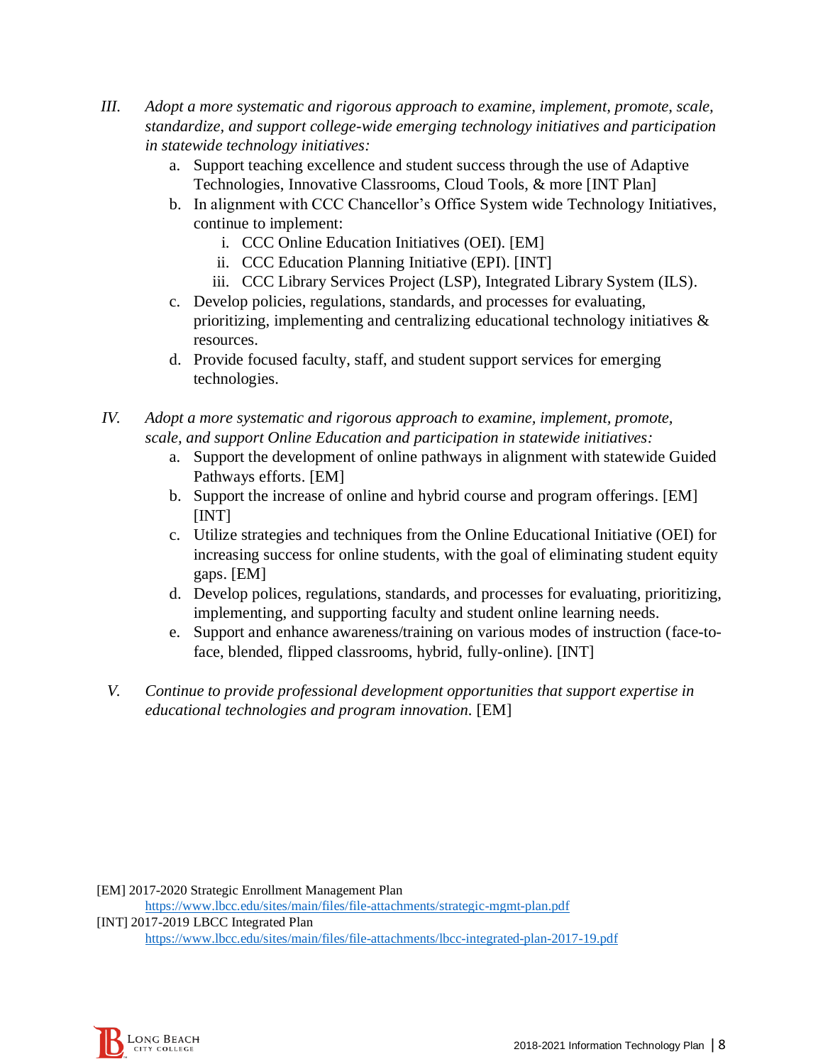III. *Adopt a more systematic and rigorous approach to examine, implement, promote, scale, standardize, and support college-wide emerging technology initiatives and participation in statewide technology initiatives:*
   a. Support teaching excellence and student success through the use of Adaptive Technologies, Innovative Classrooms, Cloud Tools, & more [INT Plan]
   b. In alignment with CCC Chancellor's Office System wide Technology Initiatives, continue to implement:
      i. CCC Online Education Initiatives (OEI). [EM]
      ii. CCC Education Planning Initiative (EPI). [INT]
      iii. CCC Library Services Project (LSP), Integrated Library System (ILS).
   c. Develop policies, regulations, standards, and processes for evaluating, prioritizing, implementing and centralizing educational technology initiatives & resources.
   d. Provide focused faculty, staff, and student support services for emerging technologies.

IV. *Adopt a more systematic and rigorous approach to examine, implement, promote, scale, and support Online Education and participation in statewide initiatives:*
   a. Support the development of online pathways in alignment with statewide Guided Pathways efforts. [EM]
   b. Support the increase of online and hybrid course and program offerings. [EM] [INT]
   c. Utilize strategies and techniques from the Online Educational Initiative (OEI) for increasing success for online students, with the goal of eliminating student equity gaps. [EM]
   d. Develop polices, regulations, standards, and processes for evaluating, prioritizing, implementing, and supporting faculty and student online learning needs.
   e. Support and enhance awareness/training on various modes of instruction (face-to-face, blended, flipped classrooms, hybrid, fully-online). [INT]

V. *Continue to provide professional development opportunities that support expertise in educational technologies and program innovation.* [EM]

[EM] 2017-2020 Strategic Enrollment Management Plan
https://www.lbcc.edu/sites/main/files/file-attachments/strategic-mgmt-plan.pdf

[INT] 2017-2019 LBCC Integrated Plan
https://www.lbcc.edu/sites/main/files/file-attachments/lbcc-integrated-plan-2017-19.pdf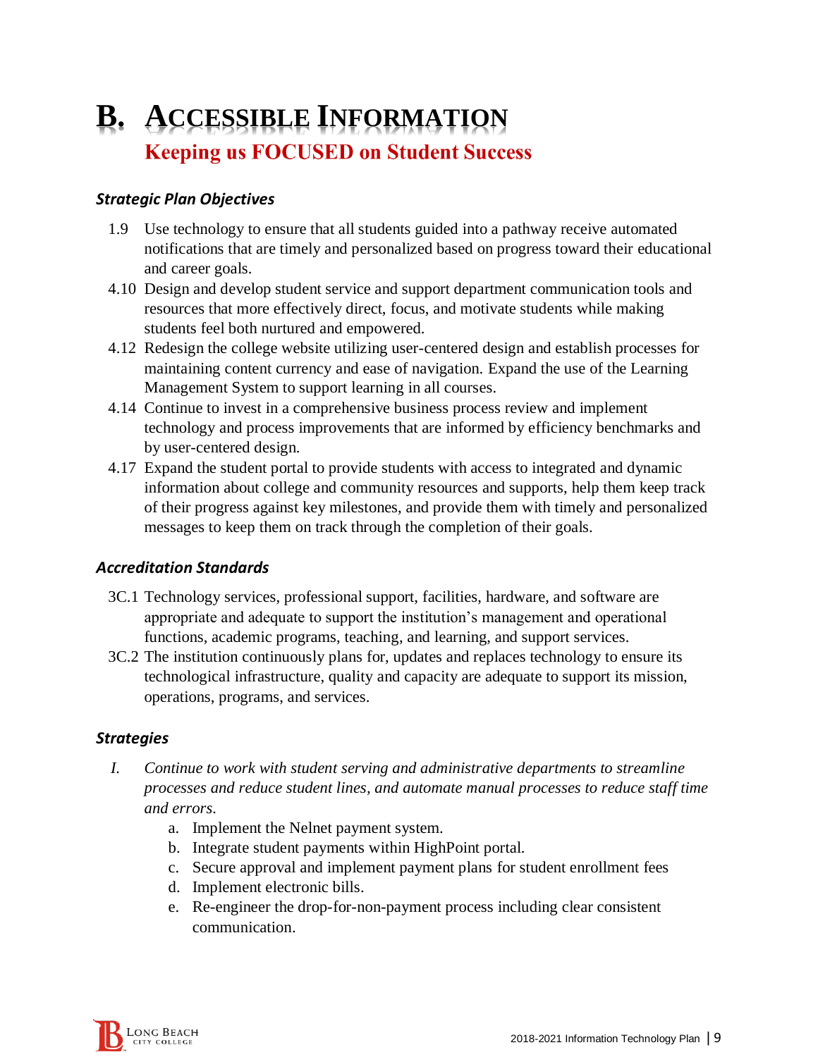# B. Accessible Information

## Keeping us FOCUSED on Student Success

### *Strategic Plan Objectives*

1.9 Use technology to ensure that all students guided into a pathway receive automated notifications that are timely and personalized based on progress toward their educational and career goals.

4.10 Design and develop student service and support department communication tools and resources that more effectively direct, focus, and motivate students while making students feel both nurtured and empowered.

4.12 Redesign the college website utilizing user-centered design and establish processes for maintaining content currency and ease of navigation. Expand the use of the Learning Management System to support learning in all courses.

4.14 Continue to invest in a comprehensive business process review and implement technology and process improvements that are informed by efficiency benchmarks and by user-centered design.

4.17 Expand the student portal to provide students with access to integrated and dynamic information about college and community resources and supports, help them keep track of their progress against key milestones, and provide them with timely and personalized messages to keep them on track through the completion of their goals.

### *Accreditation Standards*

3C.1 Technology services, professional support, facilities, hardware, and software are appropriate and adequate to support the institution's management and operational functions, academic programs, teaching, and learning, and support services.

3C.2 The institution continuously plans for, updates and replaces technology to ensure its technological infrastructure, quality and capacity are adequate to support its mission, operations, programs, and services.

### *Strategies*

I. *Continue to work with student serving and administrative departments to streamline processes and reduce student lines, and automate manual processes to reduce staff time and errors.*
   a. Implement the Nelnet payment system.
   b. Integrate student payments within HighPoint portal.
   c. Secure approval and implement payment plans for student enrollment fees
   d. Implement electronic bills.
   e. Re-engineer the drop-for-non-payment process including clear consistent communication.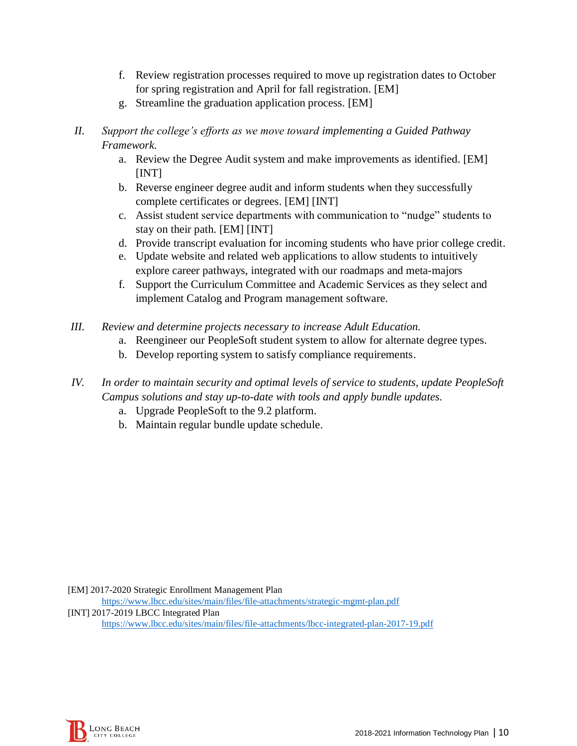f. Review registration processes required to move up registration dates to October for spring registration and April for fall registration. [EM]
g. Streamline the graduation application process. [EM]

II. *Support the college's efforts as we move toward implementing a Guided Pathway Framework.*
   a. Review the Degree Audit system and make improvements as identified. [EM] [INT]
   b. Reverse engineer degree audit and inform students when they successfully complete certificates or degrees. [EM] [INT]
   c. Assist student service departments with communication to "nudge" students to stay on their path. [EM] [INT]
   d. Provide transcript evaluation for incoming students who have prior college credit.
   e. Update website and related web applications to allow students to intuitively explore career pathways, integrated with our roadmaps and meta-majors
   f. Support the Curriculum Committee and Academic Services as they select and implement Catalog and Program management software.

III. *Review and determine projects necessary to increase Adult Education.*
   a. Reengineer our PeopleSoft student system to allow for alternate degree types.
   b. Develop reporting system to satisfy compliance requirements.

IV. *In order to maintain security and optimal levels of service to students, update PeopleSoft Campus solutions and stay up-to-date with tools and apply bundle updates.*
   a. Upgrade PeopleSoft to the 9.2 platform.
   b. Maintain regular bundle update schedule.

[EM] 2017-2020 Strategic Enrollment Management Plan
https://www.lbcc.edu/sites/main/files/file-attachments/strategic-mgmt-plan.pdf
[INT] 2017-2019 LBCC Integrated Plan
https://www.lbcc.edu/sites/main/files/file-attachments/lbcc-integrated-plan-2017-19.pdf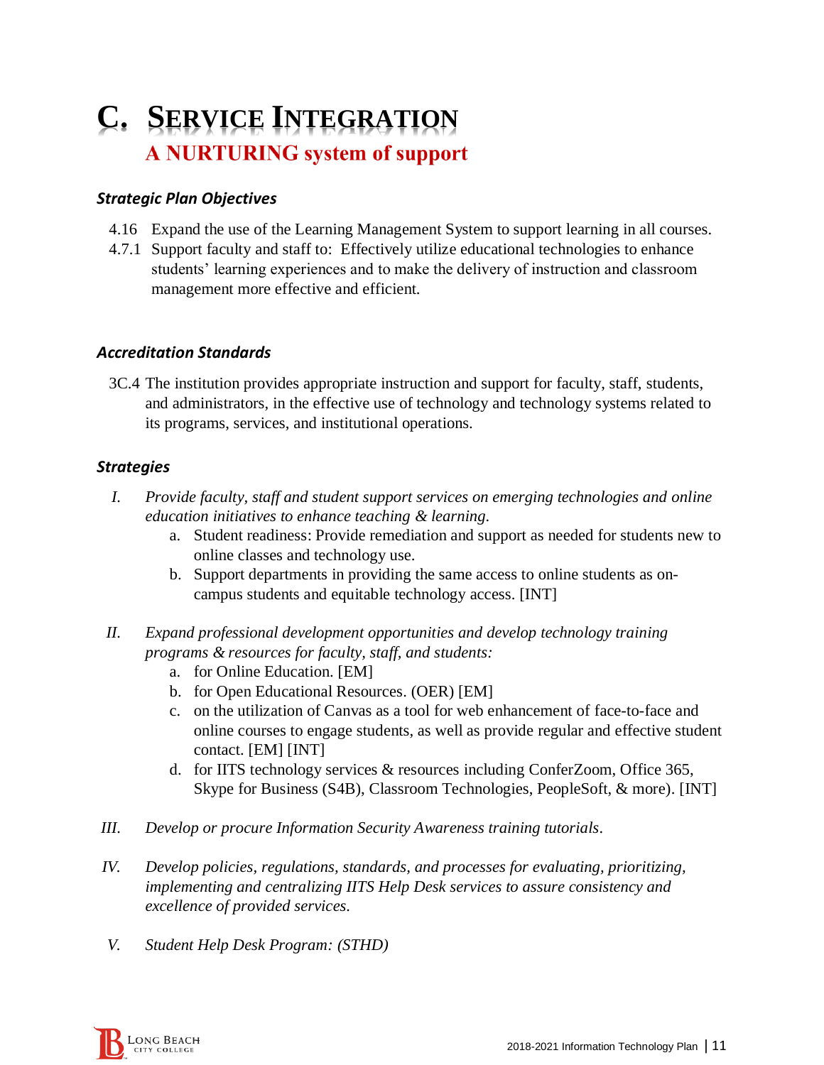# C. Service Integration

## A NURTURING system of support

### *Strategic Plan Objectives*

4.16 Expand the use of the Learning Management System to support learning in all courses.

4.7.1 Support faculty and staff to: Effectively utilize educational technologies to enhance students' learning experiences and to make the delivery of instruction and classroom management more effective and efficient.

### *Accreditation Standards*

3C.4 The institution provides appropriate instruction and support for faculty, staff, students, and administrators, in the effective use of technology and technology systems related to its programs, services, and institutional operations.

### *Strategies*

I. *Provide faculty, staff and student support services on emerging technologies and online education initiatives to enhance teaching & learning.*
   a. Student readiness: Provide remediation and support as needed for students new to online classes and technology use.
   b. Support departments in providing the same access to online students as on-campus students and equitable technology access. [INT]

II. *Expand professional development opportunities and develop technology training programs & resources for faculty, staff, and students:*
   a. for Online Education. [EM]
   b. for Open Educational Resources. (OER) [EM]
   c. on the utilization of Canvas as a tool for web enhancement of face-to-face and online courses to engage students, as well as provide regular and effective student contact. [EM] [INT]
   d. for IITS technology services & resources including ConferZoom, Office 365, Skype for Business (S4B), Classroom Technologies, PeopleSoft, & more). [INT]

III. *Develop or procure Information Security Awareness training tutorials.*

IV. *Develop policies, regulations, standards, and processes for evaluating, prioritizing, implementing and centralizing IITS Help Desk services to assure consistency and excellence of provided services.*

V. *Student Help Desk Program: (STHD)*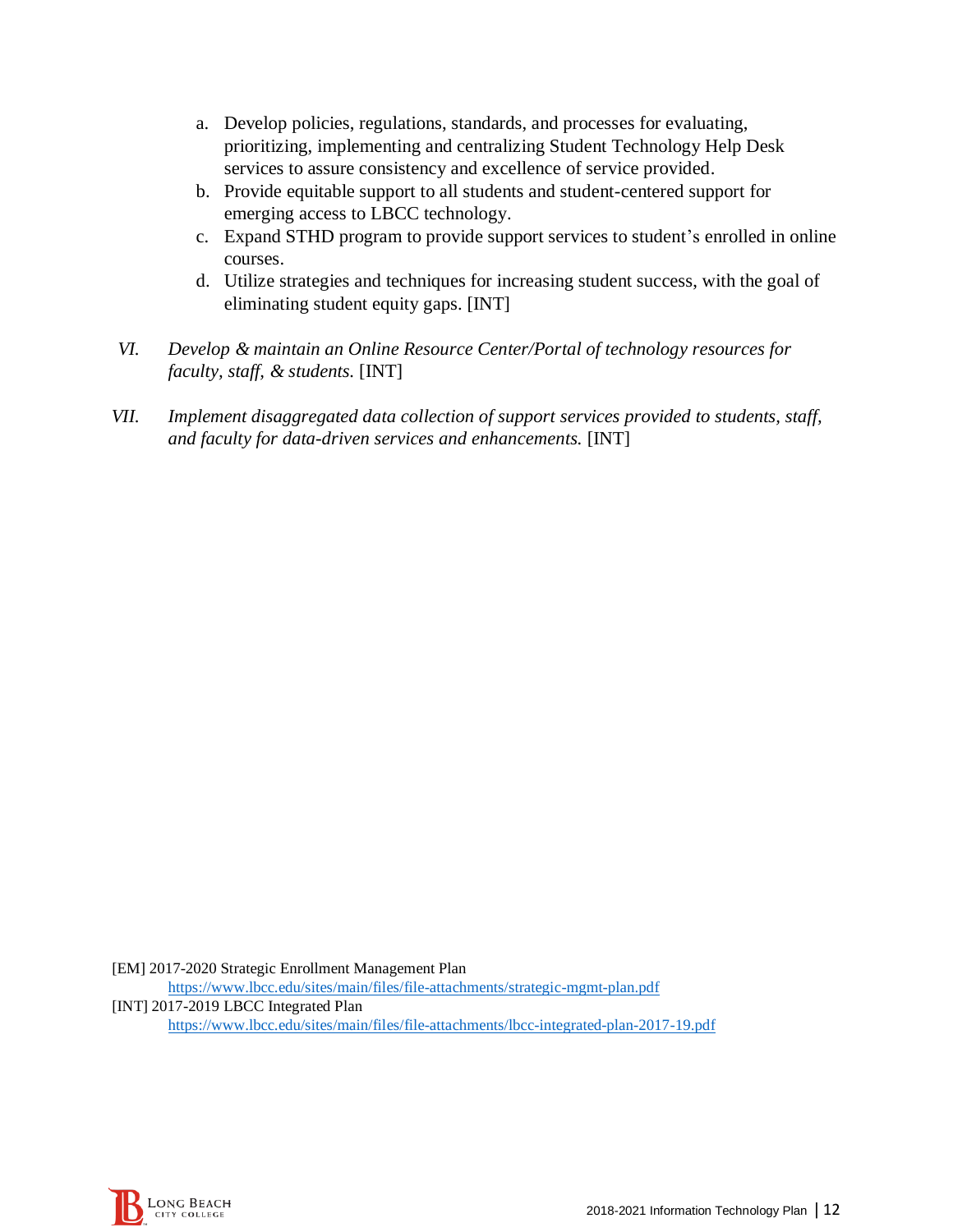a. Develop policies, regulations, standards, and processes for evaluating, prioritizing, implementing and centralizing Student Technology Help Desk services to assure consistency and excellence of service provided.
b. Provide equitable support to all students and student-centered support for emerging access to LBCC technology.
c. Expand STHD program to provide support services to student's enrolled in online courses.
d. Utilize strategies and techniques for increasing student success, with the goal of eliminating student equity gaps. [INT]

VI. *Develop & maintain an Online Resource Center/Portal of technology resources for faculty, staff, & students.* [INT]

VII. *Implement disaggregated data collection of support services provided to students, staff, and faculty for data-driven services and enhancements.* [INT]

[EM] 2017-2020 Strategic Enrollment Management Plan
https://www.lbcc.edu/sites/main/files/file-attachments/strategic-mgmt-plan.pdf
[INT] 2017-2019 LBCC Integrated Plan
https://www.lbcc.edu/sites/main/files/file-attachments/lbcc-integrated-plan-2017-19.pdf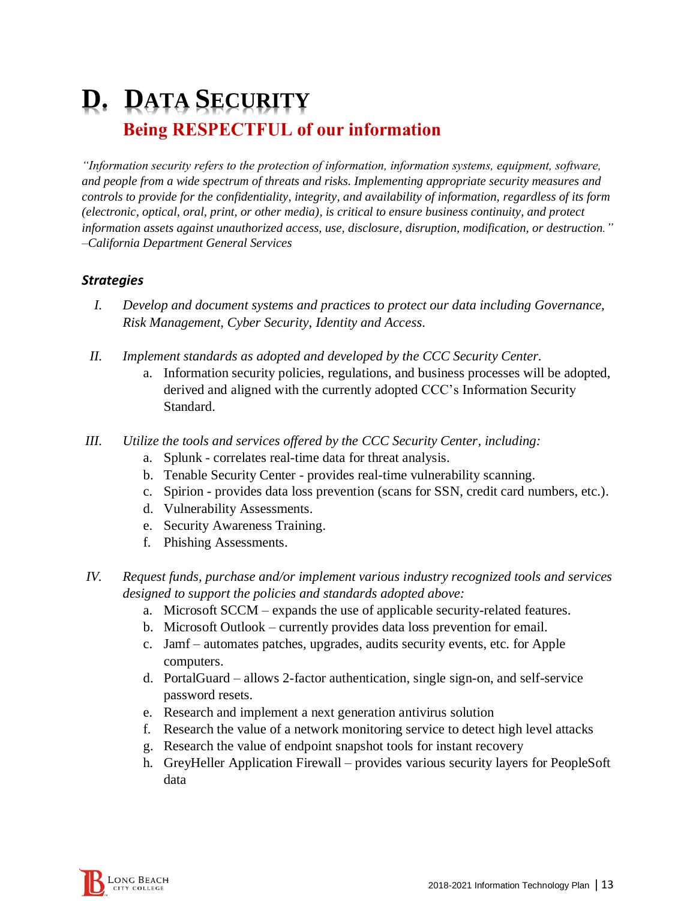# D. Data Security

## Being RESPECTFUL of our information

*"Information security refers to the protection of information, information systems, equipment, software, and people from a wide spectrum of threats and risks. Implementing appropriate security measures and controls to provide for the confidentiality, integrity, and availability of information, regardless of its form (electronic, optical, oral, print, or other media), is critical to ensure business continuity, and protect information assets against unauthorized access, use, disclosure, disruption, modification, or destruction." –California Department General Services*

### *Strategies*

I. *Develop and document systems and practices to protect our data including Governance, Risk Management, Cyber Security, Identity and Access.*

II. *Implement standards as adopted and developed by the CCC Security Center.*
   a. Information security policies, regulations, and business processes will be adopted, derived and aligned with the currently adopted CCC's Information Security Standard.

III. *Utilize the tools and services offered by the CCC Security Center, including:*
   a. Splunk - correlates real-time data for threat analysis.
   b. Tenable Security Center - provides real-time vulnerability scanning.
   c. Spirion - provides data loss prevention (scans for SSN, credit card numbers, etc.).
   d. Vulnerability Assessments.
   e. Security Awareness Training.
   f. Phishing Assessments.

IV. *Request funds, purchase and/or implement various industry recognized tools and services designed to support the policies and standards adopted above:*
   a. Microsoft SCCM – expands the use of applicable security-related features.
   b. Microsoft Outlook – currently provides data loss prevention for email.
   c. Jamf – automates patches, upgrades, audits security events, etc. for Apple computers.
   d. PortalGuard – allows 2-factor authentication, single sign-on, and self-service password resets.
   e. Research and implement a next generation antivirus solution
   f. Research the value of a network monitoring service to detect high level attacks
   g. Research the value of endpoint snapshot tools for instant recovery
   h. GreyHeller Application Firewall – provides various security layers for PeopleSoft data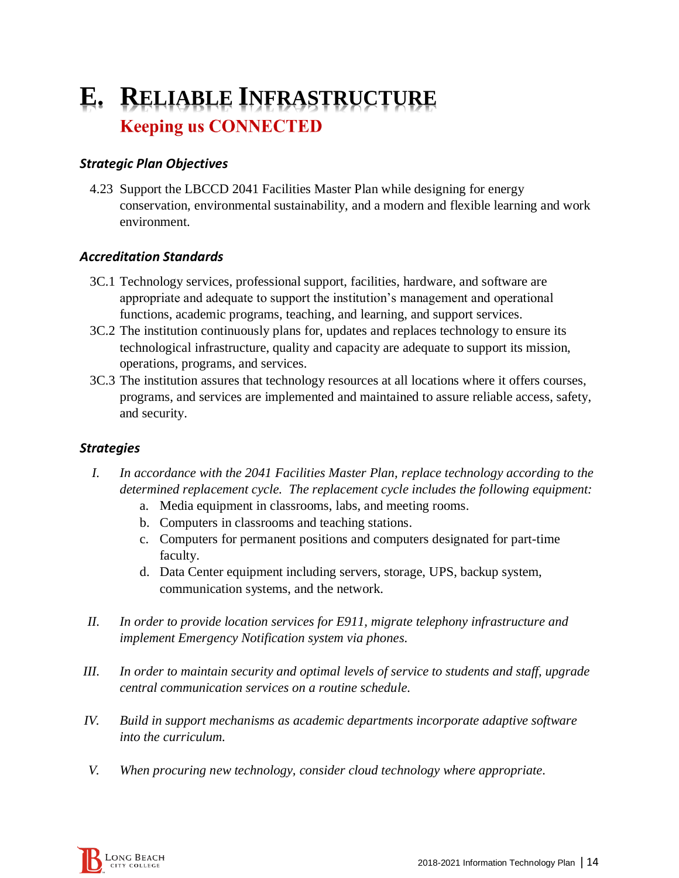# E. Reliable Infrastructure

## Keeping us CONNECTED

### *Strategic Plan Objectives*

4.23 Support the LBCCD 2041 Facilities Master Plan while designing for energy conservation, environmental sustainability, and a modern and flexible learning and work environment.

### *Accreditation Standards*

3C.1 Technology services, professional support, facilities, hardware, and software are appropriate and adequate to support the institution's management and operational functions, academic programs, teaching, and learning, and support services.

3C.2 The institution continuously plans for, updates and replaces technology to ensure its technological infrastructure, quality and capacity are adequate to support its mission, operations, programs, and services.

3C.3 The institution assures that technology resources at all locations where it offers courses, programs, and services are implemented and maintained to assure reliable access, safety, and security.

### *Strategies*

I. *In accordance with the 2041 Facilities Master Plan, replace technology according to the determined replacement cycle. The replacement cycle includes the following equipment:*
   a. Media equipment in classrooms, labs, and meeting rooms.
   b. Computers in classrooms and teaching stations.
   c. Computers for permanent positions and computers designated for part-time faculty.
   d. Data Center equipment including servers, storage, UPS, backup system, communication systems, and the network.

II. *In order to provide location services for E911, migrate telephony infrastructure and implement Emergency Notification system via phones.*

III. *In order to maintain security and optimal levels of service to students and staff, upgrade central communication services on a routine schedule.*

IV. *Build in support mechanisms as academic departments incorporate adaptive software into the curriculum.*

V. *When procuring new technology, consider cloud technology where appropriate.*